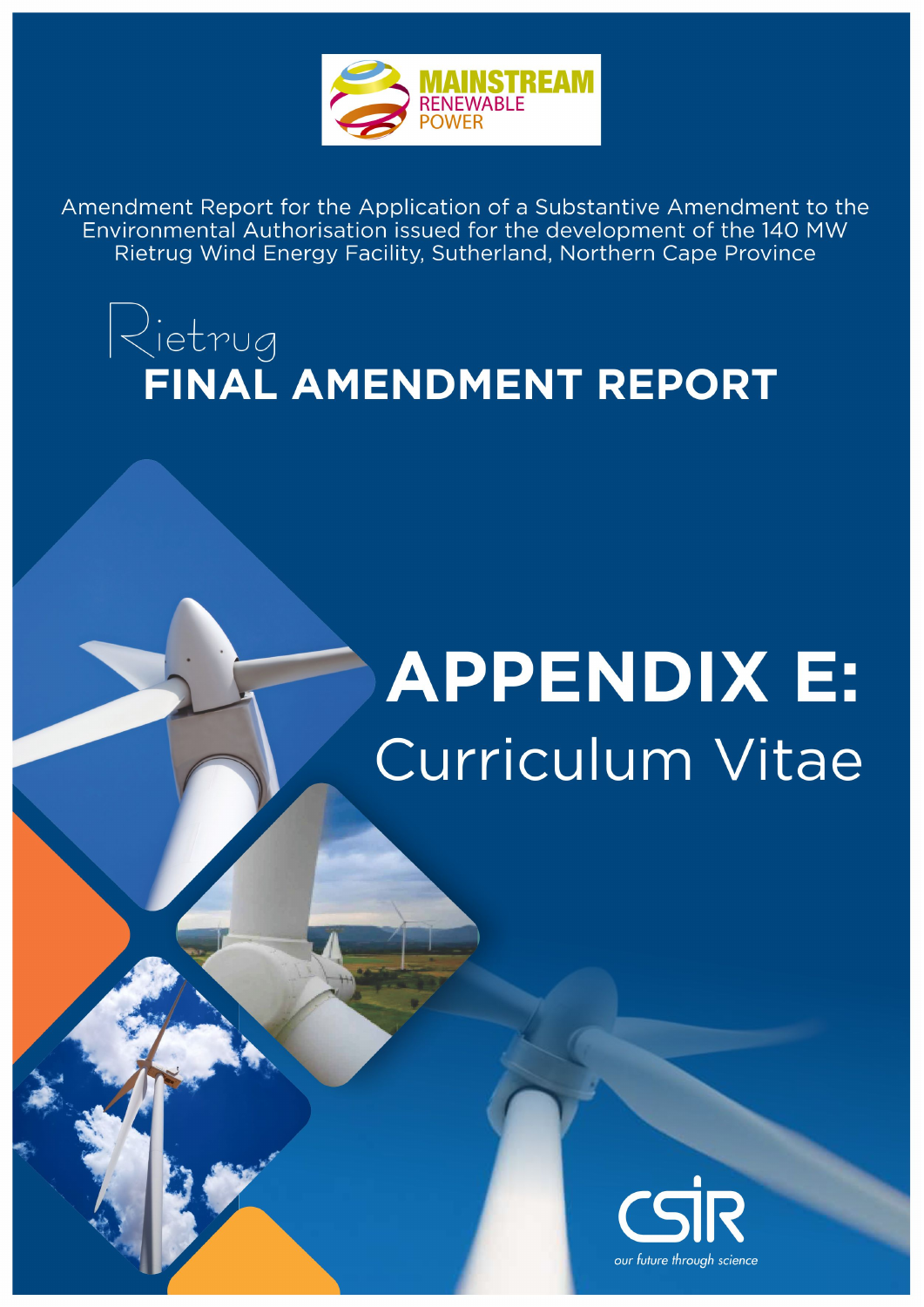MAINSTREAM RENEWABLE POWER

Amendment Report for the Application of a Substantive Amendment to the Environmental Authorisation issued for the development of the 140 MW Rietrug Wind Energy Facility, Sutherland, Northern Cape Province

# Rietrug FINAL AMENDMENT REPORT

# APPENDIX E: Curriculum Vitae

CSIR

*our future through science*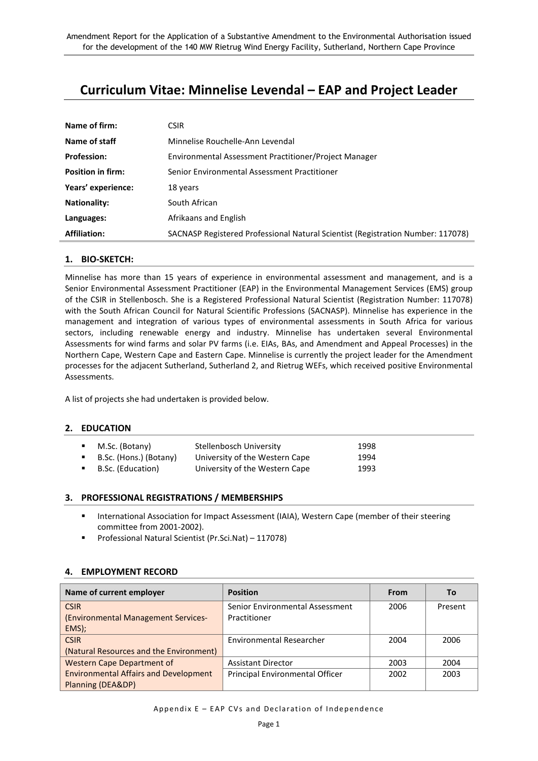# Curriculum Vitae: Minnelise Levendal – EAP and Project Leader

| | |
|---|---|
| **Name of firm:** | CSIR |
| **Name of staff** | Minnelise Rouchelle-Ann Levendal |
| **Profession:** | Environmental Assessment Practitioner/Project Manager |
| **Position in firm:** | Senior Environmental Assessment Practitioner |
| **Years' experience:** | 18 years |
| **Nationality:** | South African |
| **Languages:** | Afrikaans and English |
| **Affiliation:** | SACNASP Registered Professional Natural Scientist (Registration Number: 117078) |

## 1. BIO-SKETCH:

Minnelise has more than 15 years of experience in environmental assessment and management, and is a Senior Environmental Assessment Practitioner (EAP) in the Environmental Management Services (EMS) group of the CSIR in Stellenbosch. She is a Registered Professional Natural Scientist (Registration Number: 117078) with the South African Council for Natural Scientific Professions (SACNASP). Minnelise has experience in the management and integration of various types of environmental assessments in South Africa for various sectors, including renewable energy and industry. Minnelise has undertaken several Environmental Assessments for wind farms and solar PV farms (i.e. EIAs, BAs, and Amendment and Appeal Processes) in the Northern Cape, Western Cape and Eastern Cape. Minnelise is currently the project leader for the Amendment processes for the adjacent Sutherland, Sutherland 2, and Rietrug WEFs, which received positive Environmental Assessments.

A list of projects she had undertaken is provided below.

## 2. EDUCATION

| | | |
|---|---|---|
| M.Sc. (Botany) | Stellenbosch University | 1998 |
| B.Sc. (Hons.) (Botany) | University of the Western Cape | 1994 |
| B.Sc. (Education) | University of the Western Cape | 1993 |

## 3. PROFESSIONAL REGISTRATIONS / MEMBERSHIPS

- International Association for Impact Assessment (IAIA), Western Cape (member of their steering committee from 2001-2002).
- Professional Natural Scientist (Pr.Sci.Nat) – 117078)

## 4. EMPLOYMENT RECORD

| Name of current employer | Position | From | To |
|---|---|---|---|
| CSIR (Environmental Management Services-EMS); | Senior Environmental Assessment Practitioner | 2006 | Present |
| CSIR (Natural Resources and the Environment) | Environmental Researcher | 2004 | 2006 |
| Western Cape Department of Environmental Affairs and Development Planning (DEA&DP) | Assistant Director | 2003 | 2004 |
| | Principal Environmental Officer | 2002 | 2003 |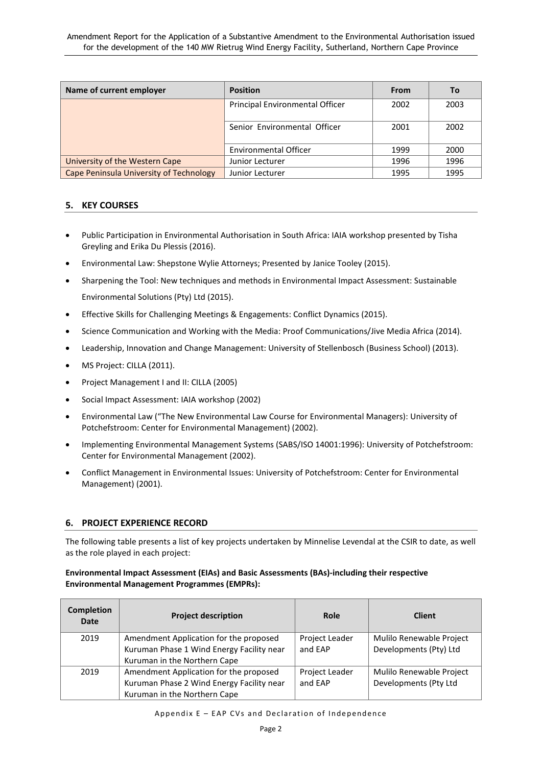| Name of current employer | Position | From | To |
|---|---|---|---|
| | Principal Environmental Officer | 2002 | 2003 |
| | Senior Environmental Officer | 2001 | 2002 |
| | Environmental Officer | 1999 | 2000 |
| University of the Western Cape | Junior Lecturer | 1996 | 1996 |
| Cape Peninsula University of Technology | Junior Lecturer | 1995 | 1995 |

## 5. KEY COURSES

- Public Participation in Environmental Authorisation in South Africa: IAIA workshop presented by Tisha Greyling and Erika Du Plessis (2016).
- Environmental Law: Shepstone Wylie Attorneys; Presented by Janice Tooley (2015).
- Sharpening the Tool: New techniques and methods in Environmental Impact Assessment: Sustainable Environmental Solutions (Pty) Ltd (2015).
- Effective Skills for Challenging Meetings & Engagements: Conflict Dynamics (2015).
- Science Communication and Working with the Media: Proof Communications/Jive Media Africa (2014).
- Leadership, Innovation and Change Management: University of Stellenbosch (Business School) (2013).
- MS Project: CILLA (2011).
- Project Management I and II: CILLA (2005)
- Social Impact Assessment: IAIA workshop (2002)
- Environmental Law ("The New Environmental Law Course for Environmental Managers): University of Potchefstroom: Center for Environmental Management) (2002).
- Implementing Environmental Management Systems (SABS/ISO 14001:1996): University of Potchefstroom: Center for Environmental Management (2002).
- Conflict Management in Environmental Issues: University of Potchefstroom: Center for Environmental Management) (2001).

## 6. PROJECT EXPERIENCE RECORD

The following table presents a list of key projects undertaken by Minnelise Levendal at the CSIR to date, as well as the role played in each project:

**Environmental Impact Assessment (EIAs) and Basic Assessments (BAs)-including their respective Environmental Management Programmes (EMPRs):**

| Completion Date | Project description | Role | Client |
|---|---|---|---|
| 2019 | Amendment Application for the proposed Kuruman Phase 1 Wind Energy Facility near Kuruman in the Northern Cape | Project Leader and EAP | Mulilo Renewable Project Developments (Pty) Ltd |
| 2019 | Amendment Application for the proposed Kuruman Phase 2 Wind Energy Facility near Kuruman in the Northern Cape | Project Leader and EAP | Mulilo Renewable Project Developments (Pty Ltd |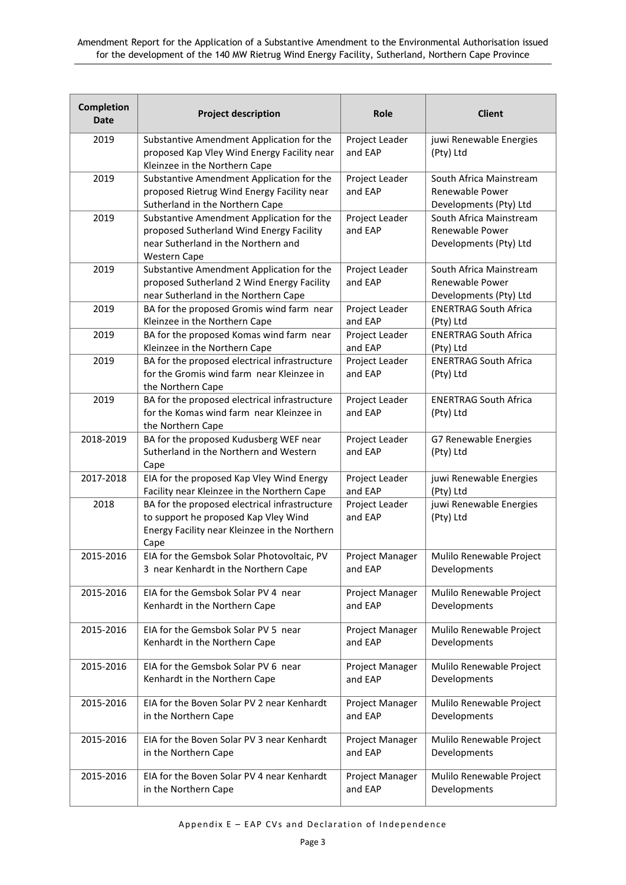| Completion Date | Project description | Role | Client |
|---|---|---|---|
| 2019 | Substantive Amendment Application for the proposed Kap Vley Wind Energy Facility near Kleinzee in the Northern Cape | Project Leader and EAP | juwi Renewable Energies (Pty) Ltd |
| 2019 | Substantive Amendment Application for the proposed Rietrug Wind Energy Facility near Sutherland in the Northern Cape | Project Leader and EAP | South Africa Mainstream Renewable Power Developments (Pty) Ltd |
| 2019 | Substantive Amendment Application for the proposed Sutherland Wind Energy Facility near Sutherland in the Northern and Western Cape | Project Leader and EAP | South Africa Mainstream Renewable Power Developments (Pty) Ltd |
| 2019 | Substantive Amendment Application for the proposed Sutherland 2 Wind Energy Facility near Sutherland in the Northern Cape | Project Leader and EAP | South Africa Mainstream Renewable Power Developments (Pty) Ltd |
| 2019 | BA for the proposed Gromis wind farm near Kleinzee in the Northern Cape | Project Leader and EAP | ENERTRAG South Africa (Pty) Ltd |
| 2019 | BA for the proposed Komas wind farm near Kleinzee in the Northern Cape | Project Leader and EAP | ENERTRAG South Africa (Pty) Ltd |
| 2019 | BA for the proposed electrical infrastructure for the Gromis wind farm near Kleinzee in the Northern Cape | Project Leader and EAP | ENERTRAG South Africa (Pty) Ltd |
| 2019 | BA for the proposed electrical infrastructure for the Komas wind farm near Kleinzee in the Northern Cape | Project Leader and EAP | ENERTRAG South Africa (Pty) Ltd |
| 2018-2019 | BA for the proposed Kudusberg WEF near Sutherland in the Northern and Western Cape | Project Leader and EAP | G7 Renewable Energies (Pty) Ltd |
| 2017-2018 | EIA for the proposed Kap Vley Wind Energy Facility near Kleinzee in the Northern Cape | Project Leader and EAP | juwi Renewable Energies (Pty) Ltd |
| 2018 | BA for the proposed electrical infrastructure to support he proposed Kap Vley Wind Energy Facility near Kleinzee in the Northern Cape | Project Leader and EAP | juwi Renewable Energies (Pty) Ltd |
| 2015-2016 | EIA for the Gemsbok Solar Photovoltaic, PV 3 near Kenhardt in the Northern Cape | Project Manager and EAP | Mulilo Renewable Project Developments |
| 2015-2016 | EIA for the Gemsbok Solar PV 4 near Kenhardt in the Northern Cape | Project Manager and EAP | Mulilo Renewable Project Developments |
| 2015-2016 | EIA for the Gemsbok Solar PV 5 near Kenhardt in the Northern Cape | Project Manager and EAP | Mulilo Renewable Project Developments |
| 2015-2016 | EIA for the Gemsbok Solar PV 6 near Kenhardt in the Northern Cape | Project Manager and EAP | Mulilo Renewable Project Developments |
| 2015-2016 | EIA for the Boven Solar PV 2 near Kenhardt in the Northern Cape | Project Manager and EAP | Mulilo Renewable Project Developments |
| 2015-2016 | EIA for the Boven Solar PV 3 near Kenhardt in the Northern Cape | Project Manager and EAP | Mulilo Renewable Project Developments |
| 2015-2016 | EIA for the Boven Solar PV 4 near Kenhardt in the Northern Cape | Project Manager and EAP | Mulilo Renewable Project Developments |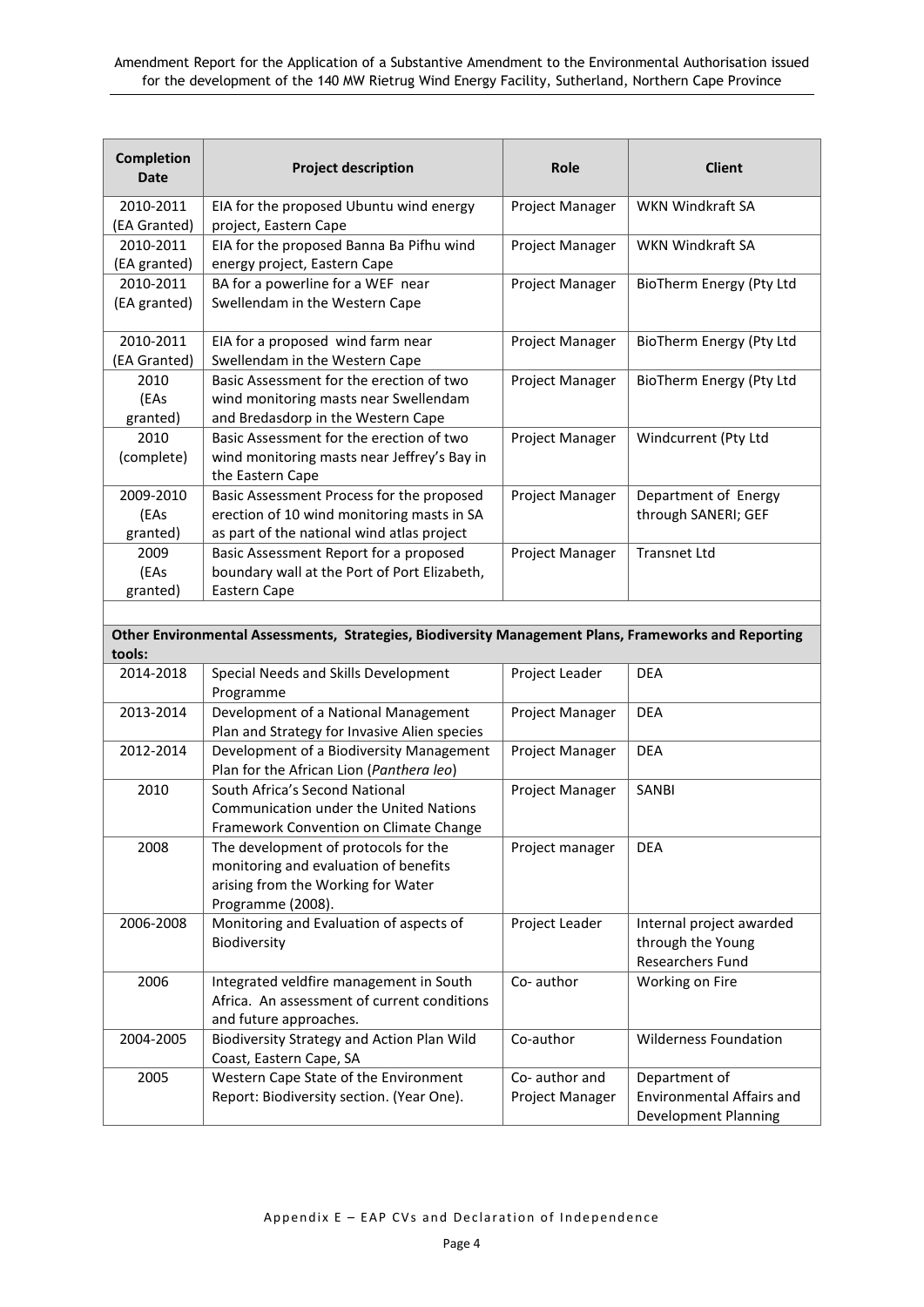| Completion Date | Project description | Role | Client |
| --- | --- | --- | --- |
| 2010-2011 (EA Granted) | EIA for the proposed Ubuntu wind energy project, Eastern Cape | Project Manager | WKN Windkraft SA |
| 2010-2011 (EA granted) | EIA for the proposed Banna Ba Pifhu wind energy project, Eastern Cape | Project Manager | WKN Windkraft SA |
| 2010-2011 (EA granted) | BA for a powerline for a WEF near Swellendam in the Western Cape | Project Manager | BioTherm Energy (Pty Ltd |
| 2010-2011 (EA Granted) | EIA for a proposed wind farm near Swellendam in the Western Cape | Project Manager | BioTherm Energy (Pty Ltd |
| 2010 (EAs granted) | Basic Assessment for the erection of two wind monitoring masts near Swellendam and Bredasdorp in the Western Cape | Project Manager | BioTherm Energy (Pty Ltd |
| 2010 (complete) | Basic Assessment for the erection of two wind monitoring masts near Jeffrey's Bay in the Eastern Cape | Project Manager | Windcurrent (Pty Ltd |
| 2009-2010 (EAs granted) | Basic Assessment Process for the proposed erection of 10 wind monitoring masts in SA as part of the national wind atlas project | Project Manager | Department of Energy through SANERI; GEF |
| 2009 (EAs granted) | Basic Assessment Report for a proposed boundary wall at the Port of Port Elizabeth, Eastern Cape | Project Manager | Transnet Ltd |
| | | | |
| **Other Environmental Assessments, Strategies, Biodiversity Management Plans, Frameworks and Reporting tools:** | | | |
| 2014-2018 | Special Needs and Skills Development Programme | Project Leader | DEA |
| 2013-2014 | Development of a National Management Plan and Strategy for Invasive Alien species | Project Manager | DEA |
| 2012-2014 | Development of a Biodiversity Management Plan for the African Lion (*Panthera leo*) | Project Manager | DEA |
| 2010 | South Africa's Second National Communication under the United Nations Framework Convention on Climate Change | Project Manager | SANBI |
| 2008 | The development of protocols for the monitoring and evaluation of benefits arising from the Working for Water Programme (2008). | Project manager | DEA |
| 2006-2008 | Monitoring and Evaluation of aspects of Biodiversity | Project Leader | Internal project awarded through the Young Researchers Fund |
| 2006 | Integrated veldfire management in South Africa. An assessment of current conditions and future approaches. | Co- author | Working on Fire |
| 2004-2005 | Biodiversity Strategy and Action Plan Wild Coast, Eastern Cape, SA | Co-author | Wilderness Foundation |
| 2005 | Western Cape State of the Environment Report: Biodiversity section. (Year One). | Co- author and Project Manager | Department of Environmental Affairs and Development Planning |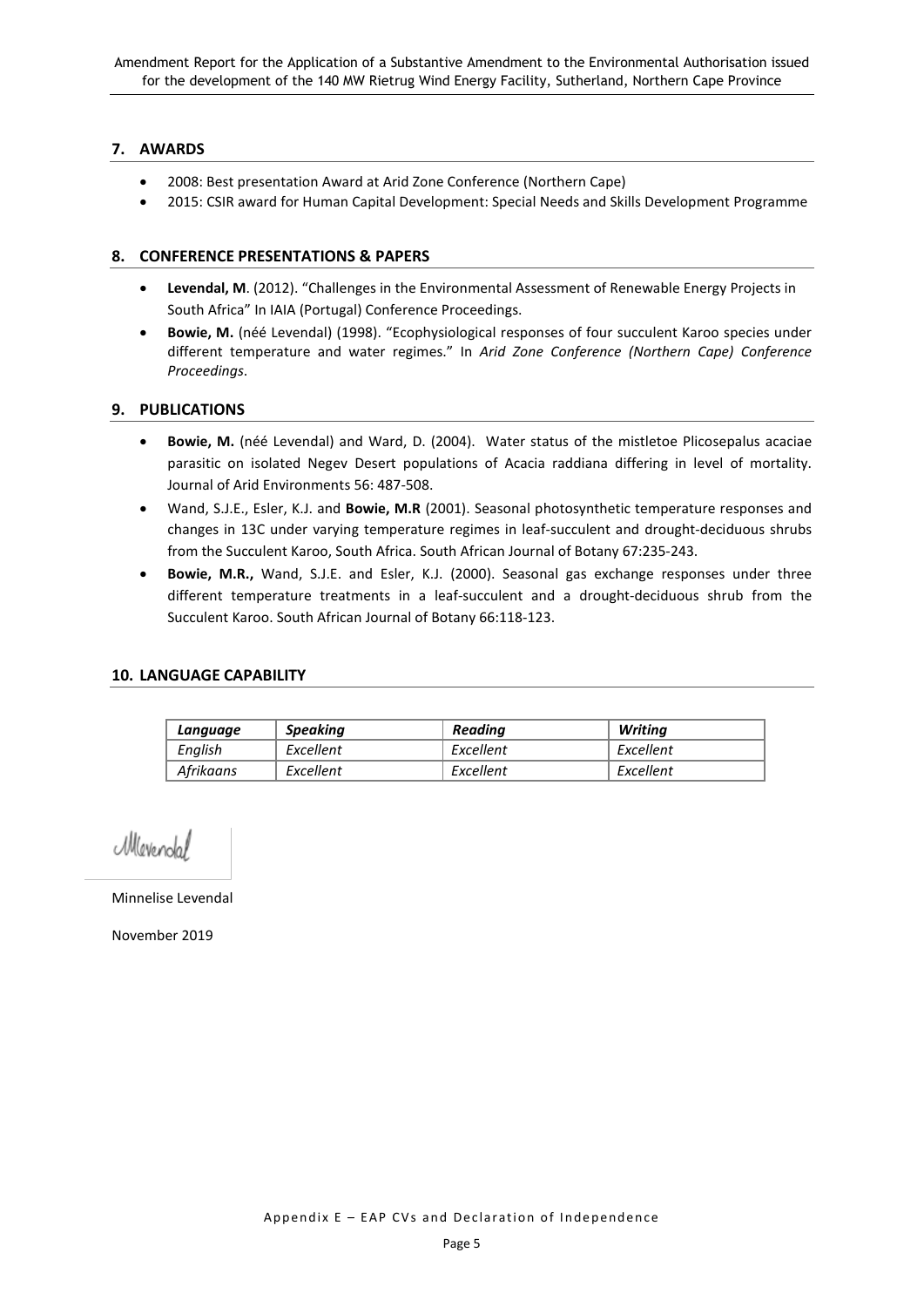## 7. AWARDS

- 2008: Best presentation Award at Arid Zone Conference (Northern Cape)
- 2015: CSIR award for Human Capital Development: Special Needs and Skills Development Programme

## 8. CONFERENCE PRESENTATIONS & PAPERS

- **Levendal, M**. (2012). "Challenges in the Environmental Assessment of Renewable Energy Projects in South Africa" In IAIA (Portugal) Conference Proceedings.
- **Bowie, M.** (néé Levendal) (1998). "Ecophysiological responses of four succulent Karoo species under different temperature and water regimes." In *Arid Zone Conference (Northern Cape) Conference Proceedings*.

## 9. PUBLICATIONS

- **Bowie, M.** (néé Levendal) and Ward, D. (2004). Water status of the mistletoe Plicosepalus acaciae parasitic on isolated Negev Desert populations of Acacia raddiana differing in level of mortality. Journal of Arid Environments 56: 487-508.
- Wand, S.J.E., Esler, K.J. and **Bowie, M.R** (2001). Seasonal photosynthetic temperature responses and changes in 13C under varying temperature regimes in leaf-succulent and drought-deciduous shrubs from the Succulent Karoo, South Africa. South African Journal of Botany 67:235-243.
- **Bowie, M.R.,** Wand, S.J.E. and Esler, K.J. (2000). Seasonal gas exchange responses under three different temperature treatments in a leaf-succulent and a drought-deciduous shrub from the Succulent Karoo. South African Journal of Botany 66:118-123.

## 10. LANGUAGE CAPABILITY

| *Language* | *Speaking* | *Reading* | *Writing* |
|---|---|---|---|
| *English* | *Excellent* | *Excellent* | *Excellent* |
| *Afrikaans* | *Excellent* | *Excellent* | *Excellent* |

Minnelise Levendal

November 2019